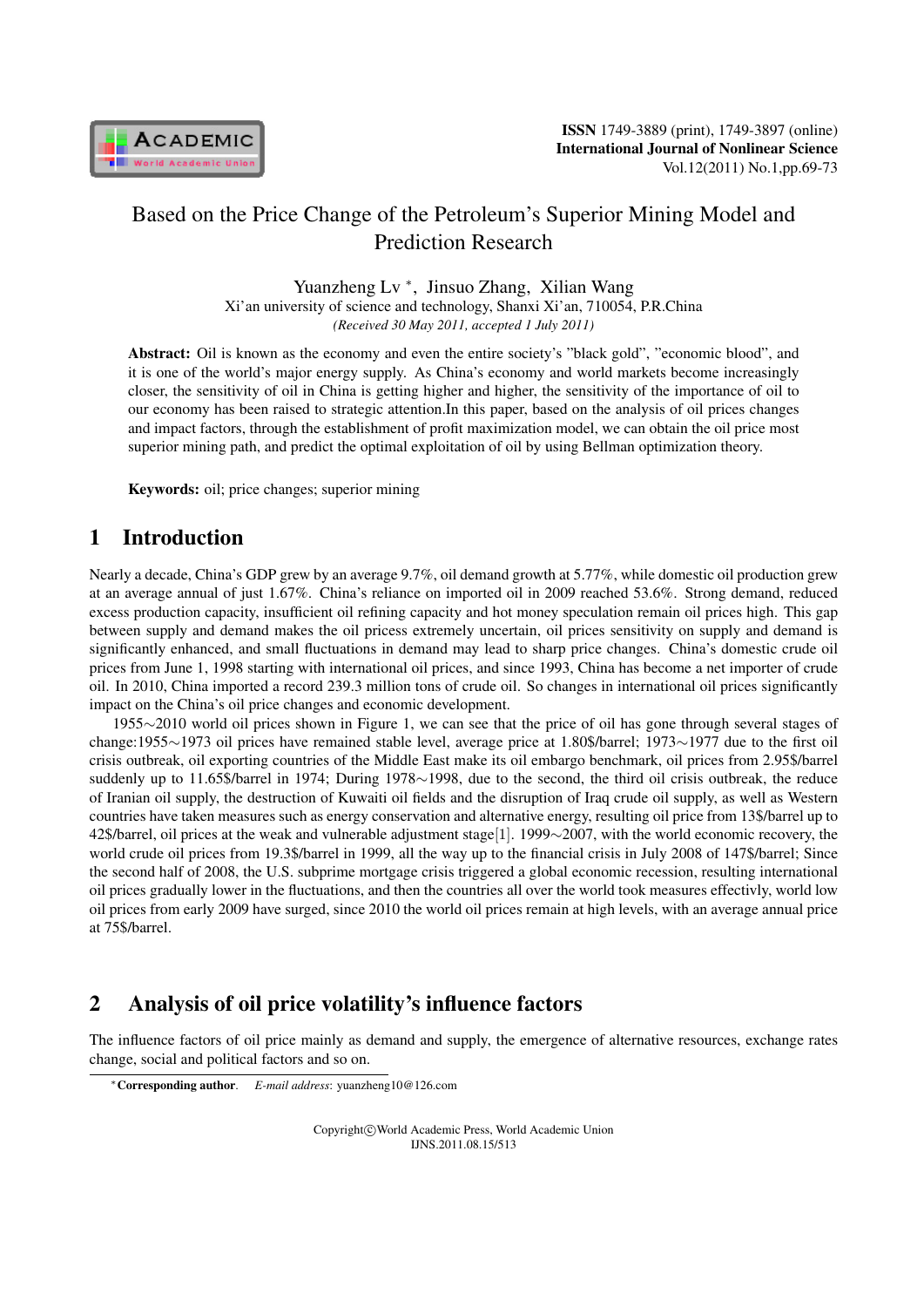# Based on the Price Change of the Petroleum's Superior Mining Model and Prediction Research

Yuanzheng Lv *, Jinsuo Zhang, Xilian Wang

Xi'an university of science and technology, Shanxi Xi'an, 710054, P.R.China

*(Received 30 May 2011, accepted 1 July 2011)*

**Abstract:** Oil is known as the economy and even the entire society's "black gold", "economic blood", and it is one of the world's major energy supply. As China's economy and world markets become increasingly closer, the sensitivity of oil in China is getting higher and higher, the sensitivity of the importance of oil to our economy has been raised to strategic attention.In this paper, based on the analysis of oil prices changes and impact factors, through the establishment of profit maximization model, we can obtain the oil price most superior mining path, and predict the optimal exploitation of oil by using Bellman optimization theory.

**Keywords:** oil; price changes; superior mining

## 1 Introduction

Nearly a decade, China's GDP grew by an average 9.7%, oil demand growth at 5.77%, while domestic oil production grew at an average annual of just 1.67%. China's reliance on imported oil in 2009 reached 53.6%. Strong demand, reduced excess production capacity, insufficient oil refining capacity and hot money speculation remain oil prices high. This gap between supply and demand makes the oil pricess extremely uncertain, oil prices sensitivity on supply and demand is significantly enhanced, and small fluctuations in demand may lead to sharp price changes. China's domestic crude oil prices from June 1, 1998 starting with international oil prices, and since 1993, China has become a net importer of crude oil. In 2010, China imported a record 239.3 million tons of crude oil. So changes in international oil prices significantly impact on the China's oil price changes and economic development.

1955∼2010 world oil prices shown in Figure 1, we can see that the price of oil has gone through several stages of change:1955∼1973 oil prices have remained stable level, average price at 1.80$/barrel; 1973∼1977 due to the first oil crisis outbreak, oil exporting countries of the Middle East make its oil embargo benchmark, oil prices from 2.95$/barrel suddenly up to 11.65$/barrel in 1974; During 1978∼1998, due to the second, the third oil crisis outbreak, the reduce of Iranian oil supply, the destruction of Kuwaiti oil fields and the disruption of Iraq crude oil supply, as well as Western countries have taken measures such as energy conservation and alternative energy, resulting oil price from 13$/barrel up to 42$/barrel, oil prices at the weak and vulnerable adjustment stage[1]. 1999∼2007, with the world economic recovery, the world crude oil prices from 19.3$/barrel in 1999, all the way up to the financial crisis in July 2008 of 147$/barrel; Since the second half of 2008, the U.S. subprime mortgage crisis triggered a global economic recession, resulting international oil prices gradually lower in the fluctuations, and then the countries all over the world took measures effectivly, world low oil prices from early 2009 have surged, since 2010 the world oil prices remain at high levels, with an average annual price at 75$/barrel.

## 2 Analysis of oil price volatility's influence factors

The influence factors of oil price mainly as demand and supply, the emergence of alternative resources, exchange rates change, social and political factors and so on.

*Corresponding author. *E-mail address*: yuanzheng10@126.com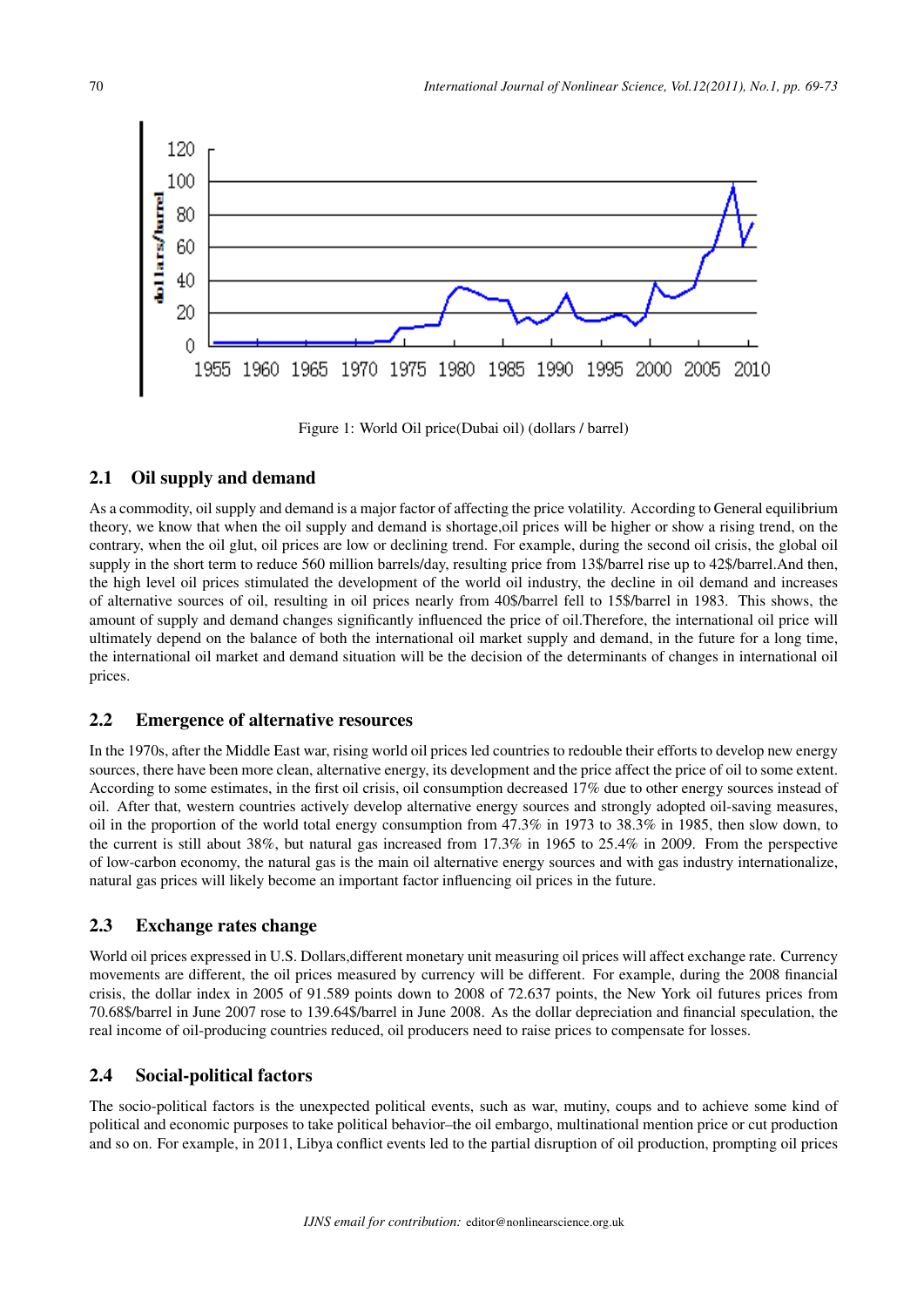Figure 1: World Oil price(Dubai oil) (dollars / barrel)

## 2.1 Oil supply and demand

As a commodity, oil supply and demand is a major factor of affecting the price volatility. According to General equilibrium theory, we know that when the oil supply and demand is shortage,oil prices will be higher or show a rising trend, on the contrary, when the oil glut, oil prices are low or declining trend. For example, during the second oil crisis, the global oil supply in the short term to reduce 560 million barrels/day, resulting price from 13$/barrel rise up to 42$/barrel.And then, the high level oil prices stimulated the development of the world oil industry, the decline in oil demand and increases of alternative sources of oil, resulting in oil prices nearly from 40$/barrel fell to 15$/barrel in 1983. This shows, the amount of supply and demand changes significantly influenced the price of oil.Therefore, the international oil price will ultimately depend on the balance of both the international oil market supply and demand, in the future for a long time, the international oil market and demand situation will be the decision of the determinants of changes in international oil prices.

## 2.2 Emergence of alternative resources

In the 1970s, after the Middle East war, rising world oil prices led countries to redouble their efforts to develop new energy sources, there have been more clean, alternative energy, its development and the price affect the price of oil to some extent. According to some estimates, in the first oil crisis, oil consumption decreased 17% due to other energy sources instead of oil. After that, western countries actively develop alternative energy sources and strongly adopted oil-saving measures, oil in the proportion of the world total energy consumption from 47.3% in 1973 to 38.3% in 1985, then slow down, to the current is still about 38%, but natural gas increased from 17.3% in 1965 to 25.4% in 2009. From the perspective of low-carbon economy, the natural gas is the main oil alternative energy sources and with gas industry internationalize, natural gas prices will likely become an important factor influencing oil prices in the future.

## 2.3 Exchange rates change

World oil prices expressed in U.S. Dollars,different monetary unit measuring oil prices will affect exchange rate. Currency movements are different, the oil prices measured by currency will be different. For example, during the 2008 financial crisis, the dollar index in 2005 of 91.589 points down to 2008 of 72.637 points, the New York oil futures prices from 70.68$/barrel in June 2007 rose to 139.64$/barrel in June 2008. As the dollar depreciation and financial speculation, the real income of oil-producing countries reduced, oil producers need to raise prices to compensate for losses.

## 2.4 Social-political factors

The socio-political factors is the unexpected political events, such as war, mutiny, coups and to achieve some kind of political and economic purposes to take political behavior–the oil embargo, multinational mention price or cut production and so on. For example, in 2011, Libya conflict events led to the partial disruption of oil production, prompting oil prices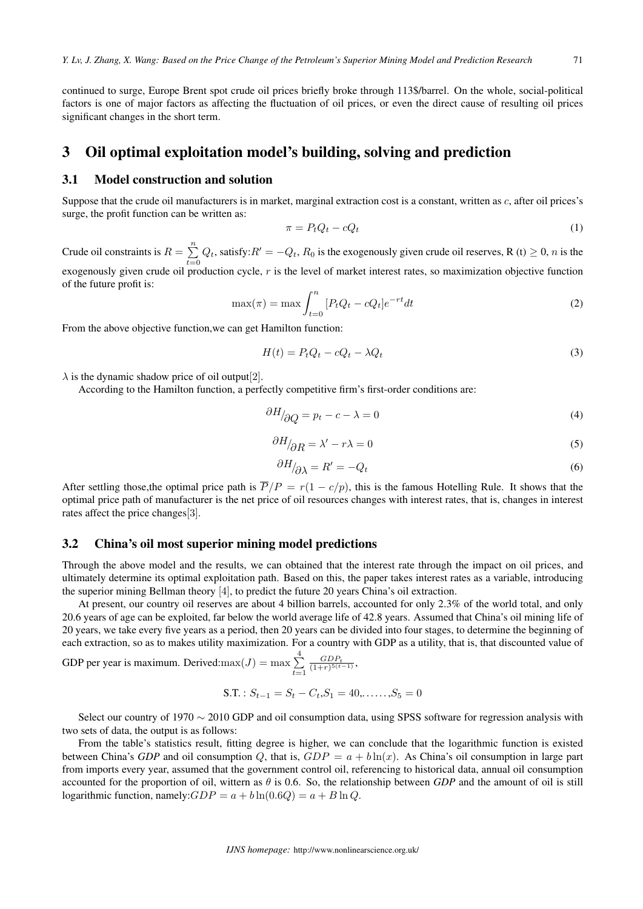continued to surge, Europe Brent spot crude oil prices briefly broke through 113$/barrel. On the whole, social-political factors is one of major factors as affecting the fluctuation of oil prices, or even the direct cause of resulting oil prices significant changes in the short term.

# 3 Oil optimal exploitation model's building, solving and prediction

## 3.1 Model construction and solution

Suppose that the crude oil manufacturers is in market, marginal extraction cost is a constant, written as $c$, after oil prices's surge, the profit function can be written as:

$$\pi = P_t Q_t - cQ_t \tag{1}$$

Crude oil constraints is $R = \sum_{t=0}^{n} Q_t$, satisfy:$R' = -Q_t$, $R_0$ is the exogenously given crude oil reserves, R (t) $\geq 0$, $n$ is the exogenously given crude oil production cycle, $r$ is the level of market interest rates, so maximization objective function of the future profit is:

$$\max(\pi) = \max \int_{t=0}^{n} [P_t Q_t - cQ_t] e^{-rt} dt \tag{2}$$

From the above objective function,we can get Hamilton function:

$$H(t) = P_t Q_t - cQ_t - \lambda Q_t \tag{3}$$

$\lambda$ is the dynamic shadow price of oil output[2].

According to the Hamilton function, a perfectly competitive firm's first-order conditions are:

$$\partial H/_{\partial Q} = p_t - c - \lambda = 0 \tag{4}$$

$$\partial H/_{\partial R} = \lambda' - r\lambda = 0 \tag{5}$$

$$\partial H/_{\partial \lambda} = R' = -Q_t \tag{6}$$

After settling those,the optimal price path is $\overline{P}/P = r(1 - c/p)$, this is the famous Hotelling Rule. It shows that the optimal price path of manufacturer is the net price of oil resources changes with interest rates, that is, changes in interest rates affect the price changes[3].

## 3.2 China's oil most superior mining model predictions

Through the above model and the results, we can obtained that the interest rate through the impact on oil prices, and ultimately determine its optimal exploitation path. Based on this, the paper takes interest rates as a variable, introducing the superior mining Bellman theory [4], to predict the future 20 years China's oil extraction.

At present, our country oil reserves are about 4 billion barrels, accounted for only 2.3% of the world total, and only 20.6 years of age can be exploited, far below the world average life of 42.8 years. Assumed that China's oil mining life of 20 years, we take every five years as a period, then 20 years can be divided into four stages, to determine the beginning of each extraction, so as to makes utility maximization. For a country with GDP as a utility, that is, that discounted value of GDP per year is maximum. Derived:$\max(J) = \max \sum_{t=1}^{4} \frac{GDP_t}{(1+r)^{5(t-1)}}$,

$$\text{S.T.}: S_{t-1} = S_t - C_t, S_1 = 40, \ldots\ldots, S_5 = 0$$

Select our country of 1970 $\sim$ 2010 GDP and oil consumption data, using SPSS software for regression analysis with two sets of data, the output is as follows:

From the table's statistics result, fitting degree is higher, we can conclude that the logarithmic function is existed between China's *GDP* and oil consumption $Q$, that is, $GDP = a + b\ln(x)$. As China's oil consumption in large part from imports every year, assumed that the government control oil, referencing to historical data, annual oil consumption accounted for the proportion of oil, wittern as $\theta$ is 0.6. So, the relationship between *GDP* and the amount of oil is still logarithmic function, namely:$GDP = a + b\ln(0.6Q) = a + B\ln Q$.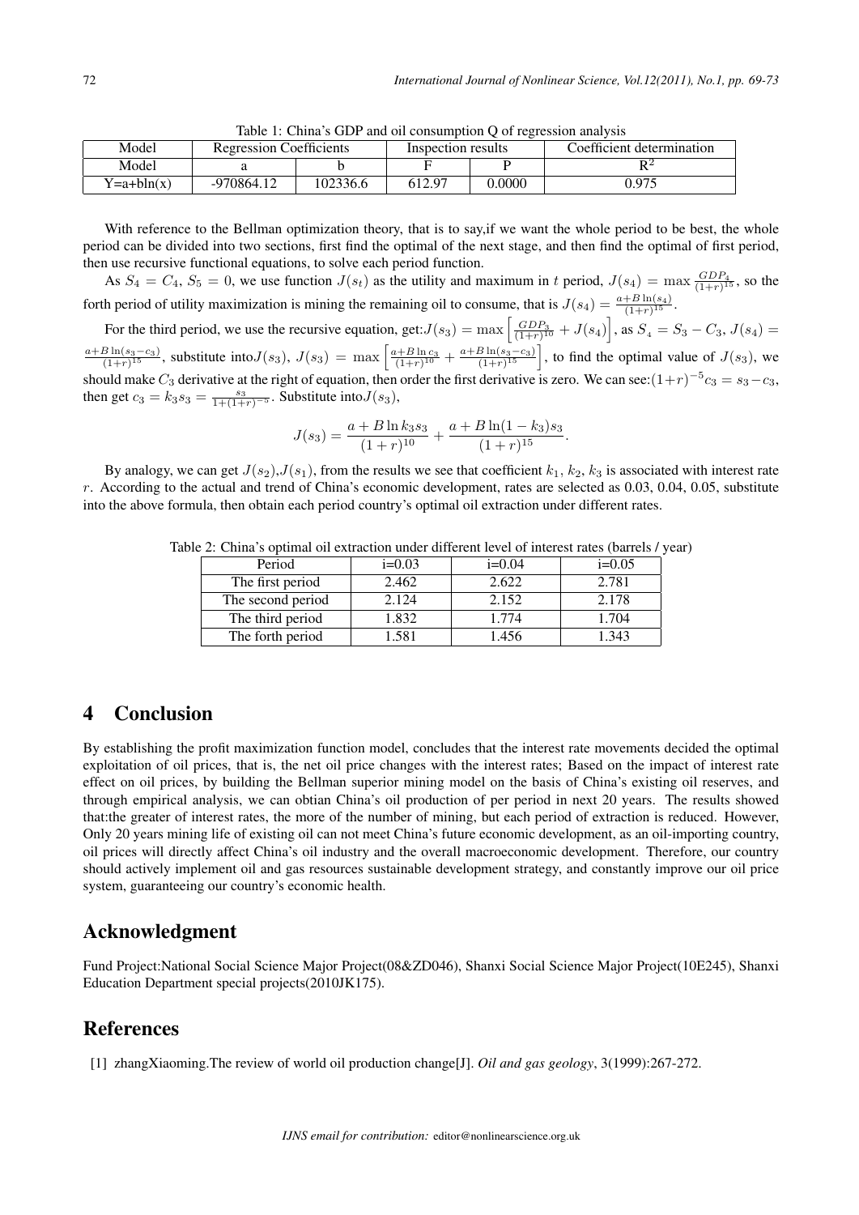Table 1: China's GDP and oil consumption Q of regression analysis

| Model | Regression Coefficients | | Inspection results | | Coefficient determination |
|---|---|---|---|---|---|
| Model | a | b | F | P | $R^2$ |
| Y=a+bln(x) | -970864.12 | 102336.6 | 612.97 | 0.0000 | 0.975 |

With reference to the Bellman optimization theory, that is to say,if we want the whole period to be best, the whole period can be divided into two sections, first find the optimal of the next stage, and then find the optimal of first period, then use recursive functional equations, to solve each period function.

As $S_4 = C_4$, $S_5 = 0$, we use function $J(s_t)$ as the utility and maximum in $t$ period, $J(s_4) = \max \frac{GDP_4}{(1+r)^{15}}$, so the forth period of utility maximization is mining the remaining oil to consume, that is $J(s_4) = \frac{a+B\ln(s_4)}{(1+r)^{15}}$.

For the third period, we use the recursive equation, get:$J(s_3) = \max\left[\frac{GDP_3}{(1+r)^{10}} + J(s_4)\right]$, as $S_4 = S_3 - C_3$, $J(s_4) = \frac{a+B\ln(s_3-c_3)}{(1+r)^{15}}$, substitute into$J(s_3)$, $J(s_3) = \max\left[\frac{a+B\ln c_3}{(1+r)^{10}} + \frac{a+B\ln(s_3-c_3)}{(1+r)^{15}}\right]$, to find the optimal value of $J(s_3)$, we should make $C_3$ derivative at the right of equation, then order the first derivative is zero. We can see:$(1+r)^{-5}c_3 = s_3 - c_3$, then get $c_3 = k_3 s_3 = \frac{s_3}{1+(1+r)^{-5}}$. Substitute into$J(s_3)$,

$$J(s_3) = \frac{a + B\ln k_3 s_3}{(1+r)^{10}} + \frac{a + B\ln(1-k_3)s_3}{(1+r)^{15}}.$$

By analogy, we can get $J(s_2)$,$J(s_1)$, from the results we see that coefficient $k_1$, $k_2$, $k_3$ is associated with interest rate $r$. According to the actual and trend of China's economic development, rates are selected as 0.03, 0.04, 0.05, substitute into the above formula, then obtain each period country's optimal oil extraction under different rates.

Table 2: China's optimal oil extraction under different level of interest rates (barrels / year)

| Period | i=0.03 | i=0.04 | i=0.05 |
|---|---|---|---|
| The first period | 2.462 | 2.622 | 2.781 |
| The second period | 2.124 | 2.152 | 2.178 |
| The third period | 1.832 | 1.774 | 1.704 |
| The forth period | 1.581 | 1.456 | 1.343 |

# 4 Conclusion

By establishing the profit maximization function model, concludes that the interest rate movements decided the optimal exploitation of oil prices, that is, the net oil price changes with the interest rates; Based on the impact of interest rate effect on oil prices, by building the Bellman superior mining model on the basis of China's existing oil reserves, and through empirical analysis, we can obtian China's oil production of per period in next 20 years. The results showed that:the greater of interest rates, the more of the number of mining, but each period of extraction is reduced. However, Only 20 years mining life of existing oil can not meet China's future economic development, as an oil-importing country, oil prices will directly affect China's oil industry and the overall macroeconomic development. Therefore, our country should actively implement oil and gas resources sustainable development strategy, and constantly improve our oil price system, guaranteeing our country's economic health.

# Acknowledgment

Fund Project:National Social Science Major Project(08&ZD046), Shanxi Social Science Major Project(10E245), Shanxi Education Department special projects(2010JK175).

# References

[1] zhangXiaoming.The review of world oil production change[J]. *Oil and gas geology*, 3(1999):267-272.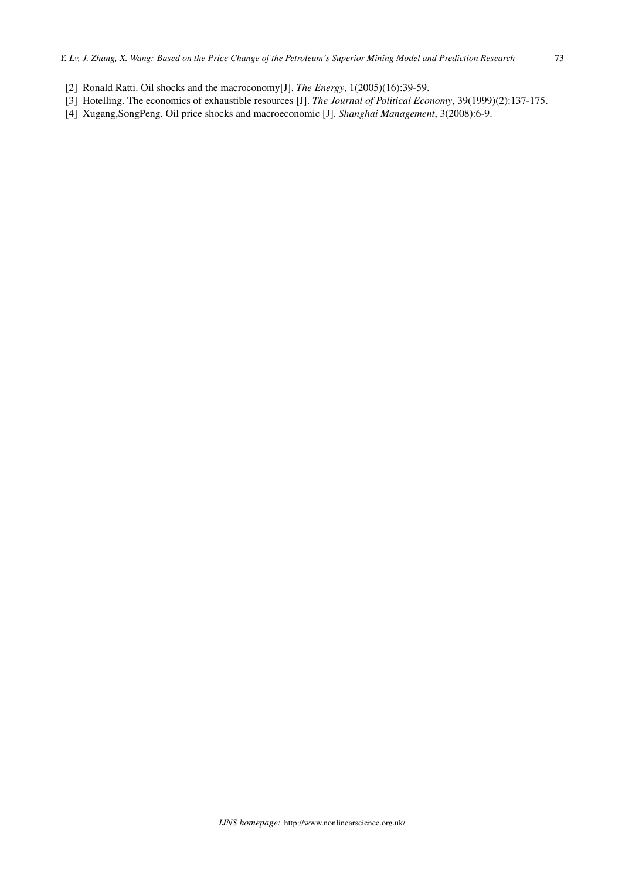[2] Ronald Ratti. Oil shocks and the macroconomy[J]. *The Energy*, 1(2005)(16):39-59.

[3] Hotelling. The economics of exhaustible resources [J]. *The Journal of Political Economy*, 39(1999)(2):137-175.

[4] Xugang,SongPeng. Oil price shocks and macroeconomic [J]. *Shanghai Management*, 3(2008):6-9.